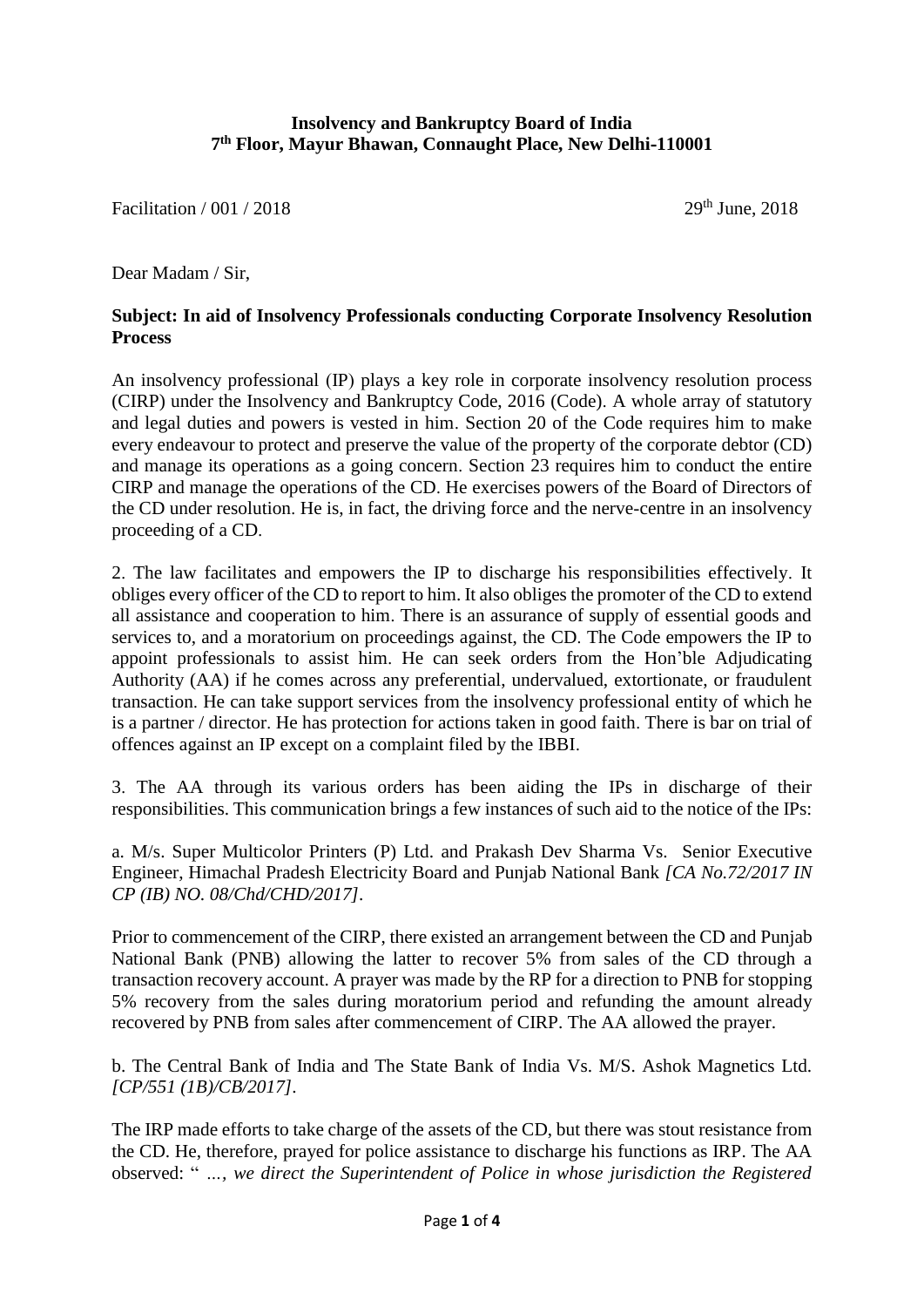**Insolvency and Bankruptcy Board of India**
**7th Floor, Mayur Bhawan, Connaught Place, New Delhi-110001**

Facilitation / 001 / 2018 29th June, 2018

Dear Madam / Sir,

**Subject: In aid of Insolvency Professionals conducting Corporate Insolvency Resolution Process**

An insolvency professional (IP) plays a key role in corporate insolvency resolution process (CIRP) under the Insolvency and Bankruptcy Code, 2016 (Code). A whole array of statutory and legal duties and powers is vested in him. Section 20 of the Code requires him to make every endeavour to protect and preserve the value of the property of the corporate debtor (CD) and manage its operations as a going concern. Section 23 requires him to conduct the entire CIRP and manage the operations of the CD. He exercises powers of the Board of Directors of the CD under resolution. He is, in fact, the driving force and the nerve-centre in an insolvency proceeding of a CD.

2. The law facilitates and empowers the IP to discharge his responsibilities effectively. It obliges every officer of the CD to report to him. It also obliges the promoter of the CD to extend all assistance and cooperation to him. There is an assurance of supply of essential goods and services to, and a moratorium on proceedings against, the CD. The Code empowers the IP to appoint professionals to assist him. He can seek orders from the Hon'ble Adjudicating Authority (AA) if he comes across any preferential, undervalued, extortionate, or fraudulent transaction. He can take support services from the insolvency professional entity of which he is a partner / director. He has protection for actions taken in good faith. There is bar on trial of offences against an IP except on a complaint filed by the IBBI.

3. The AA through its various orders has been aiding the IPs in discharge of their responsibilities. This communication brings a few instances of such aid to the notice of the IPs:

a. M/s. Super Multicolor Printers (P) Ltd. and Prakash Dev Sharma Vs. Senior Executive Engineer, Himachal Pradesh Electricity Board and Punjab National Bank *[CA No.72/2017 IN CP (IB) NO. 08/Chd/CHD/2017]*.

Prior to commencement of the CIRP, there existed an arrangement between the CD and Punjab National Bank (PNB) allowing the latter to recover 5% from sales of the CD through a transaction recovery account. A prayer was made by the RP for a direction to PNB for stopping 5% recovery from the sales during moratorium period and refunding the amount already recovered by PNB from sales after commencement of CIRP. The AA allowed the prayer.

b. The Central Bank of India and The State Bank of India Vs. M/S. Ashok Magnetics Ltd. *[CP/551 (1B)/CB/2017]*.

The IRP made efforts to take charge of the assets of the CD, but there was stout resistance from the CD. He, therefore, prayed for police assistance to discharge his functions as IRP. The AA observed: " *..., we direct the Superintendent of Police in whose jurisdiction the Registered*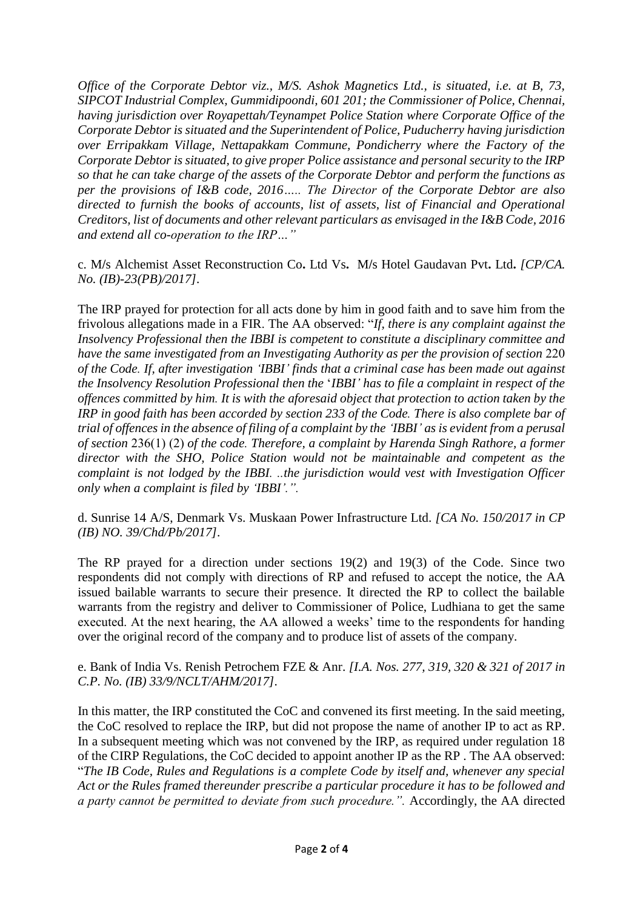*Office of the Corporate Debtor viz., M/S. Ashok Magnetics Ltd., is situated, i.e. at B, 73, SIPCOT Industrial Complex, Gummidipoondi, 601 201; the Commissioner of Police, Chennai, having jurisdiction over Royapettah/Teynampet Police Station where Corporate Office of the Corporate Debtor is situated and the Superintendent of Police, Puducherry having jurisdiction over Erripakkam Village, Nettapakkam Commune, Pondicherry where the Factory of the Corporate Debtor is situated, to give proper Police assistance and personal security to the IRP so that he can take charge of the assets of the Corporate Debtor and perform the functions as per the provisions of I&B code, 2016….. The Director of the Corporate Debtor are also directed to furnish the books of accounts, list of assets, list of Financial and Operational Creditors, list of documents and other relevant particulars as envisaged in the I&B Code, 2016 and extend all co-operation to the IRP…"*

c. M/s Alchemist Asset Reconstruction Co**.** Ltd Vs**.** M/s Hotel Gaudavan Pvt**.** Ltd**.** *[CP/CA. No. (IB)-23(PB)/2017]*.

The IRP prayed for protection for all acts done by him in good faith and to save him from the frivolous allegations made in a FIR. The AA observed: "*If, there is any complaint against the Insolvency Professional then the IBBI is competent to constitute a disciplinary committee and have the same investigated from an Investigating Authority as per the provision of section* 220 *of the Code. If, after investigation 'IBBI' finds that a criminal case has been made out against the Insolvency Resolution Professional then the* '*IBBI' has to file a complaint in respect of the offences committed by him. It is with the aforesaid object that protection to action taken by the IRP in good faith has been accorded by section 233 of the Code. There is also complete bar of trial of offences in the absence of filing of a complaint by the 'IBBI' as is evident from a perusal of section* 236(1) (2) *of the code. Therefore, a complaint by Harenda Singh Rathore, a former director with the SHO, Police Station would not be maintainable and competent as the complaint is not lodged by the IBBI. ..the jurisdiction would vest with Investigation Officer only when a complaint is filed by 'IBBI'."*.

d. Sunrise 14 A/S, Denmark Vs. Muskaan Power Infrastructure Ltd. *[CA No. 150/2017 in CP (IB) NO. 39/Chd/Pb/2017]*.

The RP prayed for a direction under sections 19(2) and 19(3) of the Code. Since two respondents did not comply with directions of RP and refused to accept the notice, the AA issued bailable warrants to secure their presence. It directed the RP to collect the bailable warrants from the registry and deliver to Commissioner of Police, Ludhiana to get the same executed. At the next hearing, the AA allowed a weeks' time to the respondents for handing over the original record of the company and to produce list of assets of the company.

e. Bank of India Vs. Renish Petrochem FZE & Anr. *[I.A. Nos. 277, 319, 320 & 321 of 2017 in C.P. No. (IB) 33/9/NCLT/AHM/2017]*.

In this matter, the IRP constituted the CoC and convened its first meeting. In the said meeting, the CoC resolved to replace the IRP, but did not propose the name of another IP to act as RP. In a subsequent meeting which was not convened by the IRP, as required under regulation 18 of the CIRP Regulations, the CoC decided to appoint another IP as the RP . The AA observed: "*The IB Code, Rules and Regulations is a complete Code by itself and, whenever any special Act or the Rules framed thereunder prescribe a particular procedure it has to be followed and a party cannot be permitted to deviate from such procedure.".* Accordingly, the AA directed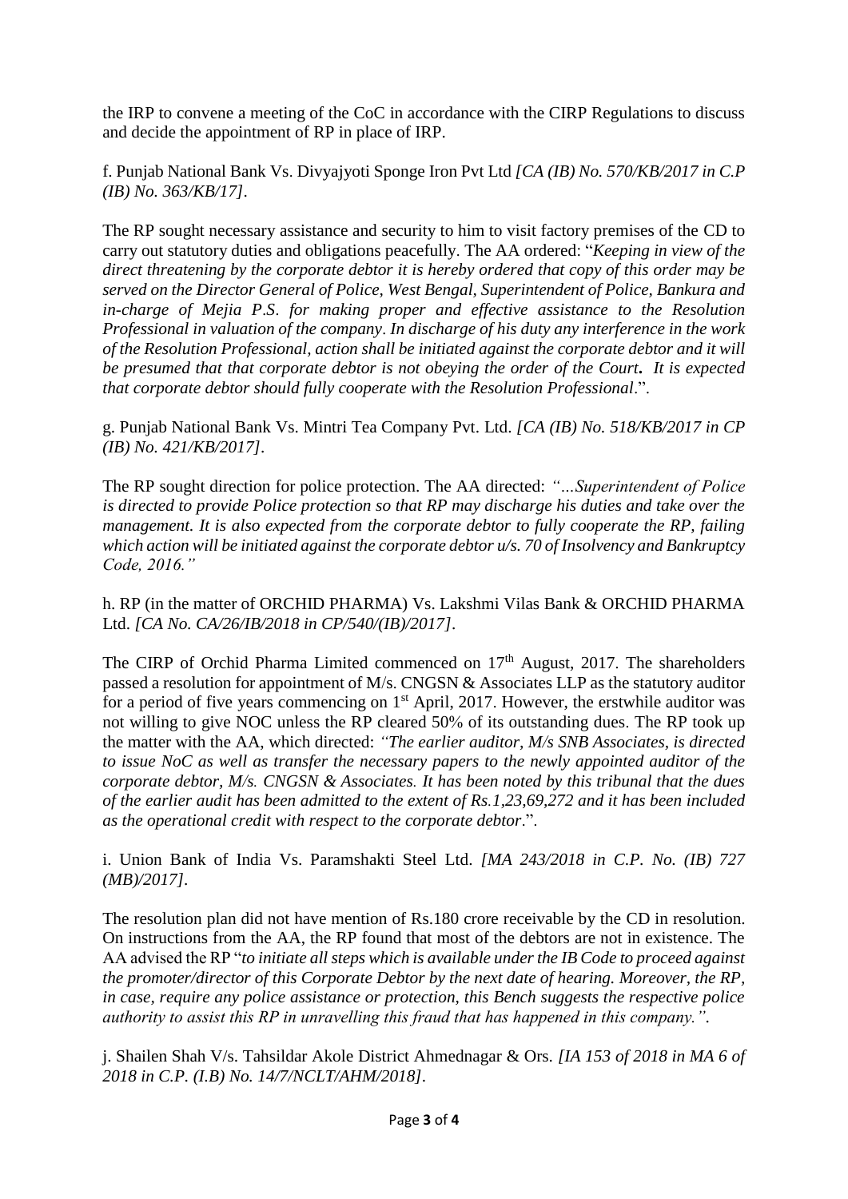the IRP to convene a meeting of the CoC in accordance with the CIRP Regulations to discuss and decide the appointment of RP in place of IRP.

f. Punjab National Bank Vs. Divyajyoti Sponge Iron Pvt Ltd *[CA (IB) No. 570/KB/2017 in C.P (IB) No. 363/KB/17]*.

The RP sought necessary assistance and security to him to visit factory premises of the CD to carry out statutory duties and obligations peacefully. The AA ordered: "*Keeping in view of the direct threatening by the corporate debtor it is hereby ordered that copy of this order may be served on the Director General of Police, West Bengal, Superintendent of Police, Bankura and in-charge of Mejia P.S. for making proper and effective assistance to the Resolution Professional in valuation of the company. In discharge of his duty any interference in the work of the Resolution Professional, action shall be initiated against the corporate debtor and it will be presumed that that corporate debtor is not obeying the order of the Court***.** *It is expected that corporate debtor should fully cooperate with the Resolution Professional*.".

g. Punjab National Bank Vs. Mintri Tea Company Pvt. Ltd. *[CA (IB) No. 518/KB/2017 in CP (IB) No. 421/KB/2017]*.

The RP sought direction for police protection. The AA directed: *"…Superintendent of Police is directed to provide Police protection so that RP may discharge his duties and take over the management. It is also expected from the corporate debtor to fully cooperate the RP, failing which action will be initiated against the corporate debtor u/s. 70 of Insolvency and Bankruptcy Code, 2016."*

h. RP (in the matter of ORCHID PHARMA) Vs. Lakshmi Vilas Bank & ORCHID PHARMA Ltd. *[CA No. CA/26/IB/2018 in CP/540/(IB)/2017]*.

The CIRP of Orchid Pharma Limited commenced on 17th August, 2017. The shareholders passed a resolution for appointment of M/s. CNGSN & Associates LLP as the statutory auditor for a period of five years commencing on 1st April, 2017. However, the erstwhile auditor was not willing to give NOC unless the RP cleared 50% of its outstanding dues. The RP took up the matter with the AA, which directed: *"The earlier auditor, M/s SNB Associates, is directed to issue NoC as well as transfer the necessary papers to the newly appointed auditor of the corporate debtor, M/s. CNGSN & Associates. It has been noted by this tribunal that the dues of the earlier audit has been admitted to the extent of Rs.1,23,69,272 and it has been included as the operational credit with respect to the corporate debtor*.".

i. Union Bank of India Vs. Paramshakti Steel Ltd. *[MA 243/2018 in C.P. No. (IB) 727 (MB)/2017]*.

The resolution plan did not have mention of Rs.180 crore receivable by the CD in resolution. On instructions from the AA, the RP found that most of the debtors are not in existence. The AA advised the RP "*to initiate all steps which is available under the IB Code to proceed against the promoter/director of this Corporate Debtor by the next date of hearing. Moreover, the RP, in case, require any police assistance or protection, this Bench suggests the respective police authority to assist this RP in unravelling this fraud that has happened in this company.".*

j. Shailen Shah V/s. Tahsildar Akole District Ahmednagar & Ors. *[IA 153 of 2018 in MA 6 of 2018 in C.P. (I.B) No. 14/7/NCLT/AHM/2018]*.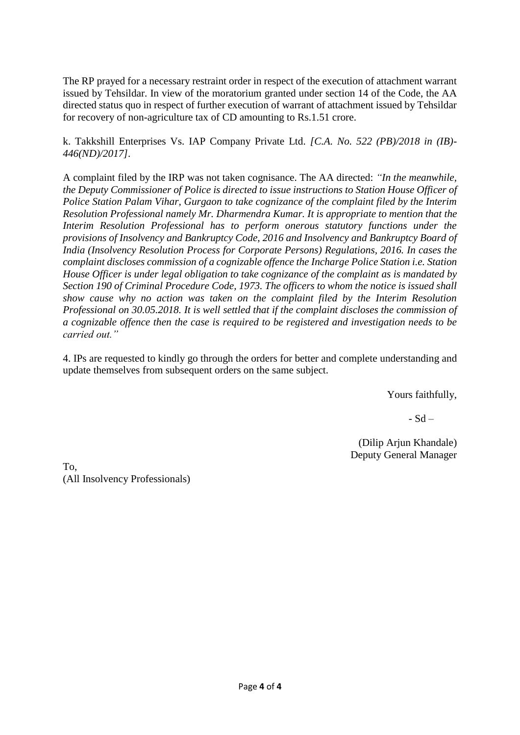The RP prayed for a necessary restraint order in respect of the execution of attachment warrant issued by Tehsildar. In view of the moratorium granted under section 14 of the Code, the AA directed status quo in respect of further execution of warrant of attachment issued by Tehsildar for recovery of non-agriculture tax of CD amounting to Rs.1.51 crore.

k. Takkshill Enterprises Vs. IAP Company Private Ltd. *[C.A. No. 522 (PB)/2018 in (IB)-446(ND)/2017]*.

A complaint filed by the IRP was not taken cognisance. The AA directed: *"In the meanwhile, the Deputy Commissioner of Police is directed to issue instructions to Station House Officer of Police Station Palam Vihar, Gurgaon to take cognizance of the complaint filed by the Interim Resolution Professional namely Mr. Dharmendra Kumar. It is appropriate to mention that the Interim Resolution Professional has to perform onerous statutory functions under the provisions of Insolvency and Bankruptcy Code, 2016 and Insolvency and Bankruptcy Board of India (Insolvency Resolution Process for Corporate Persons) Regulations, 2016. In cases the complaint discloses commission of a cognizable offence the Incharge Police Station i.e. Station House Officer is under legal obligation to take cognizance of the complaint as is mandated by Section 190 of Criminal Procedure Code, 1973. The officers to whom the notice is issued shall show cause why no action was taken on the complaint filed by the Interim Resolution Professional on 30.05.2018. It is well settled that if the complaint discloses the commission of a cognizable offence then the case is required to be registered and investigation needs to be carried out."*

4. IPs are requested to kindly go through the orders for better and complete understanding and update themselves from subsequent orders on the same subject.

Yours faithfully,

- Sd –

(Dilip Arjun Khandale)
Deputy General Manager

To,
(All Insolvency Professionals)